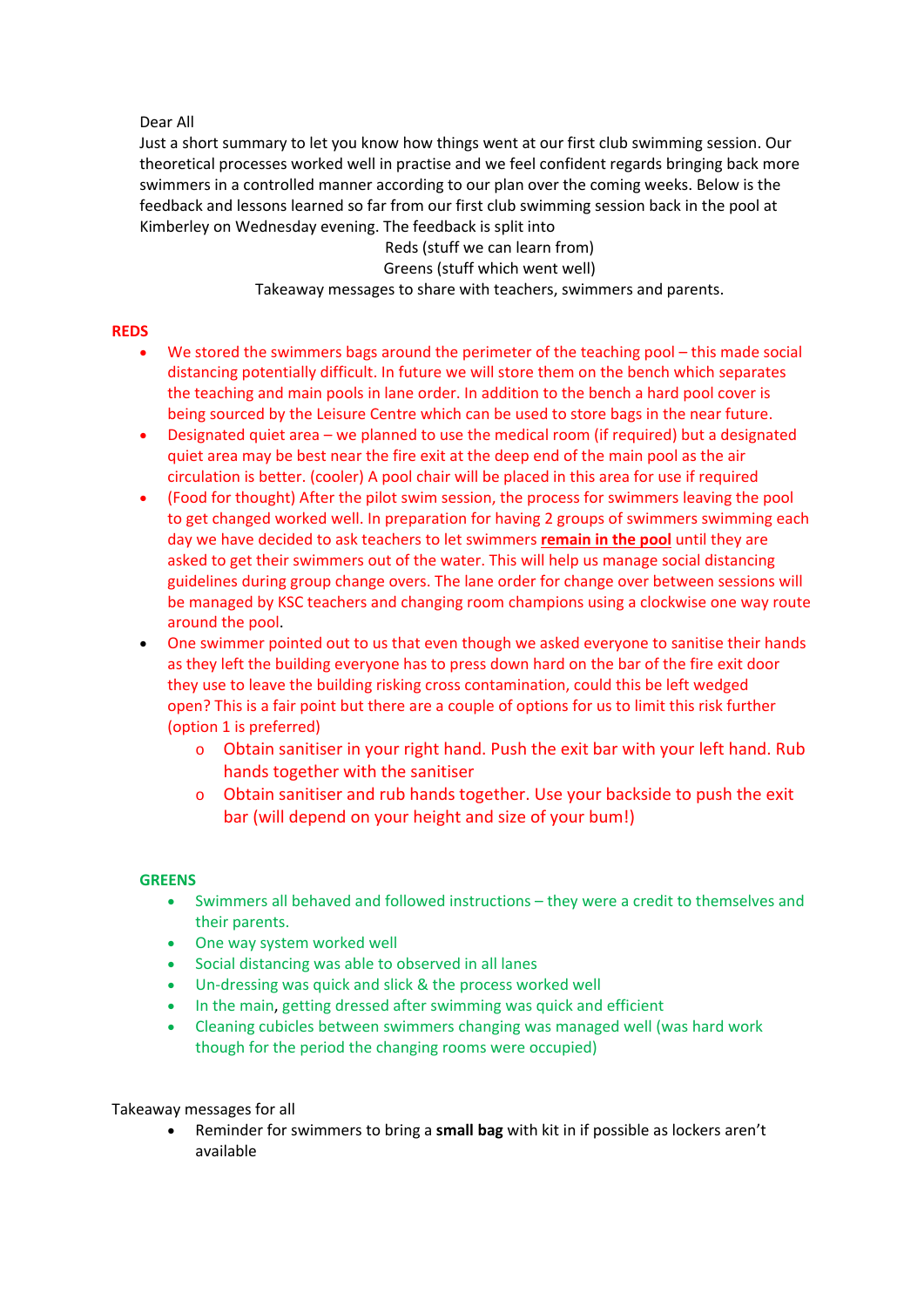Dear All

Just a short summary to let you know how things went at our first club swimming session. Our theoretical processes worked well in practise and we feel confident regards bringing back more swimmers in a controlled manner according to our plan over the coming weeks. Below is the feedback and lessons learned so far from our first club swimming session back in the pool at Kimberley on Wednesday evening. The feedback is split into

Reds (stuff we can learn from)

Greens (stuff which went well)

Takeaway messages to share with teachers, swimmers and parents.

**REDS**

- We stored the swimmers bags around the perimeter of the teaching pool – this made social distancing potentially difficult. In future we will store them on the bench which separates the teaching and main pools in lane order. In addition to the bench a hard pool cover is being sourced by the Leisure Centre which can be used to store bags in the near future.
- Designated quiet area – we planned to use the medical room (if required) but a designated quiet area may be best near the fire exit at the deep end of the main pool as the air circulation is better. (cooler) A pool chair will be placed in this area for use if required
- (Food for thought) After the pilot swim session, the process for swimmers leaving the pool to get changed worked well. In preparation for having 2 groups of swimmers swimming each day we have decided to ask teachers to let swimmers **remain in the pool** until they are asked to get their swimmers out of the water. This will help us manage social distancing guidelines during group change overs. The lane order for change over between sessions will be managed by KSC teachers and changing room champions using a clockwise one way route around the pool.
- One swimmer pointed out to us that even though we asked everyone to sanitise their hands as they left the building everyone has to press down hard on the bar of the fire exit door they use to leave the building risking cross contamination, could this be left wedged open? This is a fair point but there are a couple of options for us to limit this risk further (option 1 is preferred)
    - Obtain sanitiser in your right hand. Push the exit bar with your left hand. Rub hands together with the sanitiser
    - Obtain sanitiser and rub hands together. Use your backside to push the exit bar (will depend on your height and size of your bum!)

**GREENS**

- Swimmers all behaved and followed instructions – they were a credit to themselves and their parents.
- One way system worked well
- Social distancing was able to observed in all lanes
- Un-dressing was quick and slick & the process worked well
- In the main, getting dressed after swimming was quick and efficient
- Cleaning cubicles between swimmers changing was managed well (was hard work though for the period the changing rooms were occupied)

Takeaway messages for all

- Reminder for swimmers to bring a **small bag** with kit in if possible as lockers aren't available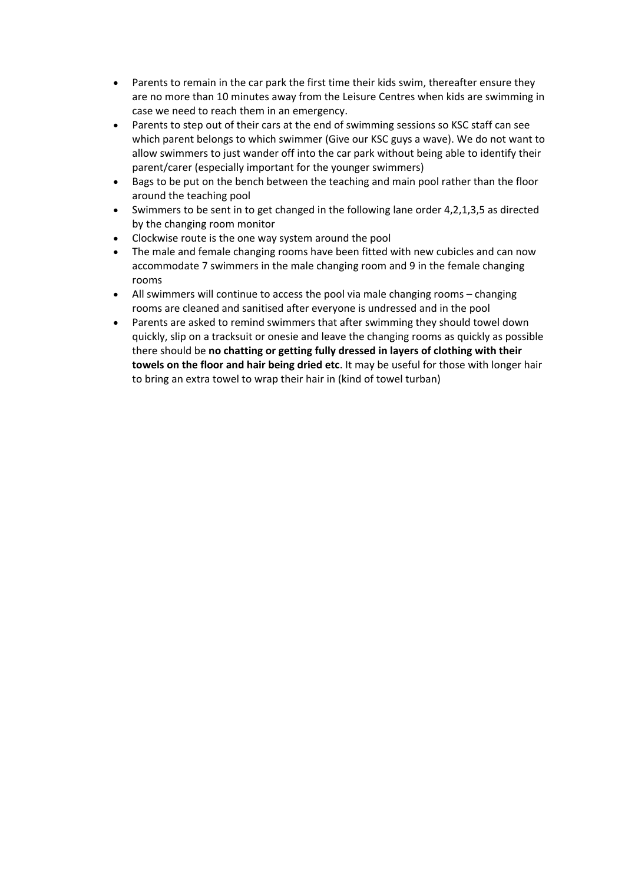- Parents to remain in the car park the first time their kids swim, thereafter ensure they are no more than 10 minutes away from the Leisure Centres when kids are swimming in case we need to reach them in an emergency.
- Parents to step out of their cars at the end of swimming sessions so KSC staff can see which parent belongs to which swimmer (Give our KSC guys a wave). We do not want to allow swimmers to just wander off into the car park without being able to identify their parent/carer (especially important for the younger swimmers)
- Bags to be put on the bench between the teaching and main pool rather than the floor around the teaching pool
- Swimmers to be sent in to get changed in the following lane order 4,2,1,3,5 as directed by the changing room monitor
- Clockwise route is the one way system around the pool
- The male and female changing rooms have been fitted with new cubicles and can now accommodate 7 swimmers in the male changing room and 9 in the female changing rooms
- All swimmers will continue to access the pool via male changing rooms – changing rooms are cleaned and sanitised after everyone is undressed and in the pool
- Parents are asked to remind swimmers that after swimming they should towel down quickly, slip on a tracksuit or onesie and leave the changing rooms as quickly as possible there should be **no chatting or getting fully dressed in layers of clothing with their towels on the floor and hair being dried etc**. It may be useful for those with longer hair to bring an extra towel to wrap their hair in (kind of towel turban)